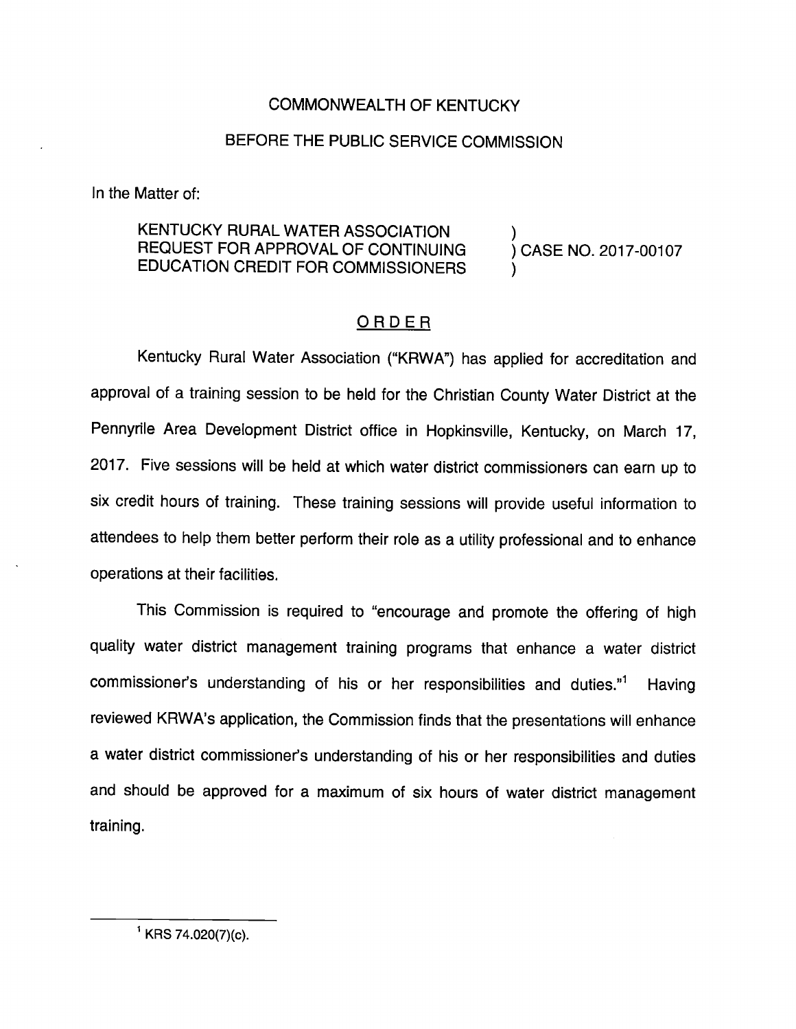COMMONWEALTH OF KENTUCKY

BEFORE THE PUBLIC SERVICE COMMISSION

In the Matter of:

KENTUCKY RURAL WATER ASSOCIATION REQUEST FOR APPROVAL OF CONTINUING EDUCATION CREDIT FOR COMMISSIONERS ) CASE NO. 2017-00107

ORDER

Kentucky Rural Water Association ("KRWA") has applied for accreditation and approval of a training session to be held for the Christian County Water District at the Pennyrile Area Development District office in Hopkinsville, Kentucky, on March 17, 2017. Five sessions will be held at which water district commissioners can earn up to six credit hours of training. These training sessions will provide useful information to attendees to help them better perform their role as a utility professional and to enhance operations at their facilities.

This Commission is required to "encourage and promote the offering of high quality water district management training programs that enhance a water district commissioner's understanding of his or her responsibilities and duties."[1] Having reviewed KRWA's application, the Commission finds that the presentations will enhance a water district commissioner's understanding of his or her responsibilities and duties and should be approved for a maximum of six hours of water district management training.

---

[1] KRS 74.020(7)(c).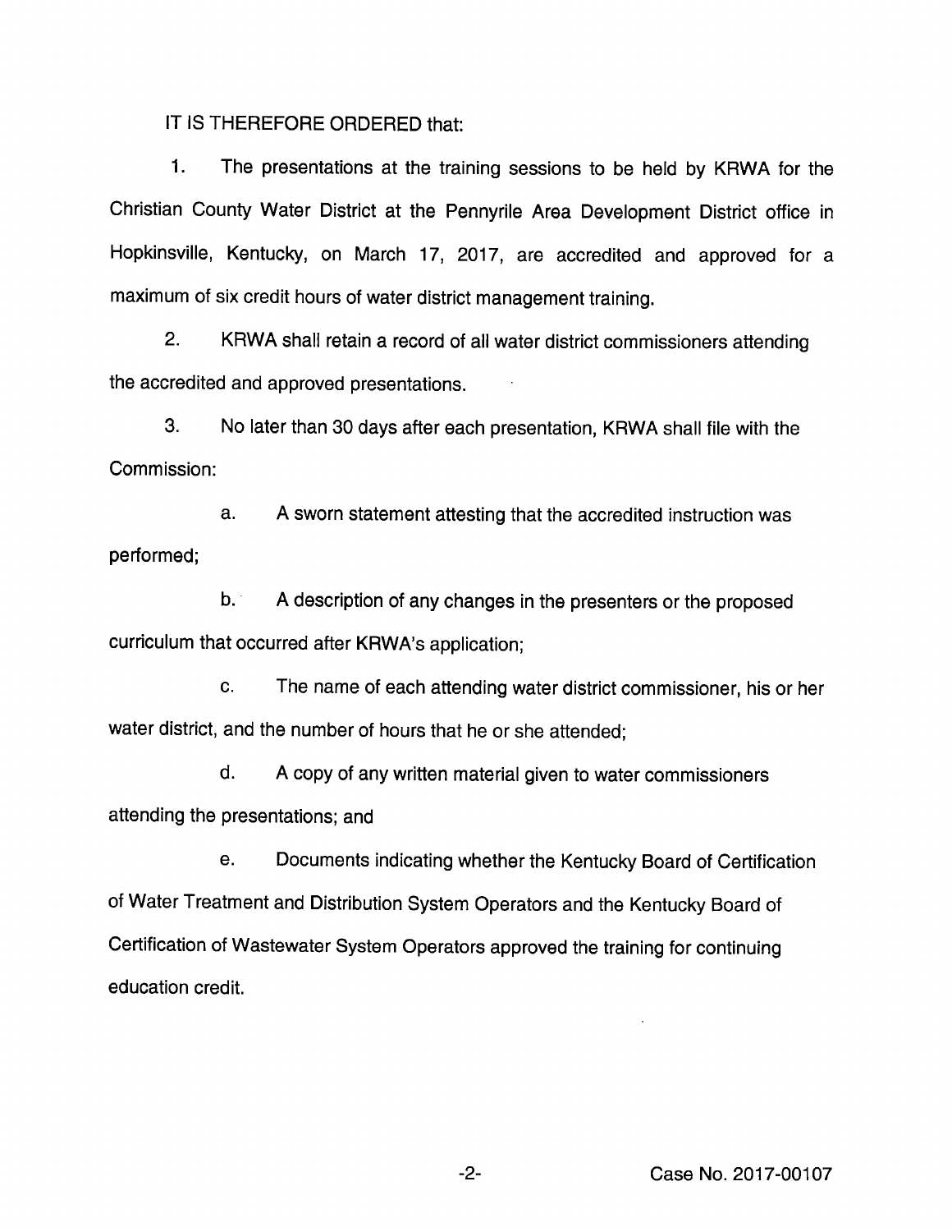IT IS THEREFORE ORDERED that:

1. The presentations at the training sessions to be held by KRWA for the Christian County Water District at the Pennyrile Area Development District office in Hopkinsville, Kentucky, on March 17, 2017, are accredited and approved for a maximum of six credit hours of water district management training.

2. KRWA shall retain a record of all water district commissioners attending the accredited and approved presentations.

3. No later than 30 days after each presentation, KRWA shall file with the Commission:

   a. A sworn statement attesting that the accredited instruction was performed;

   b. A description of any changes in the presenters or the proposed curriculum that occurred after KRWA's application;

   c. The name of each attending water district commissioner, his or her water district, and the number of hours that he or she attended;

   d. A copy of any written material given to water commissioners attending the presentations; and

   e. Documents indicating whether the Kentucky Board of Certification of Water Treatment and Distribution System Operators and the Kentucky Board of Certification of Wastewater System Operators approved the training for continuing education credit.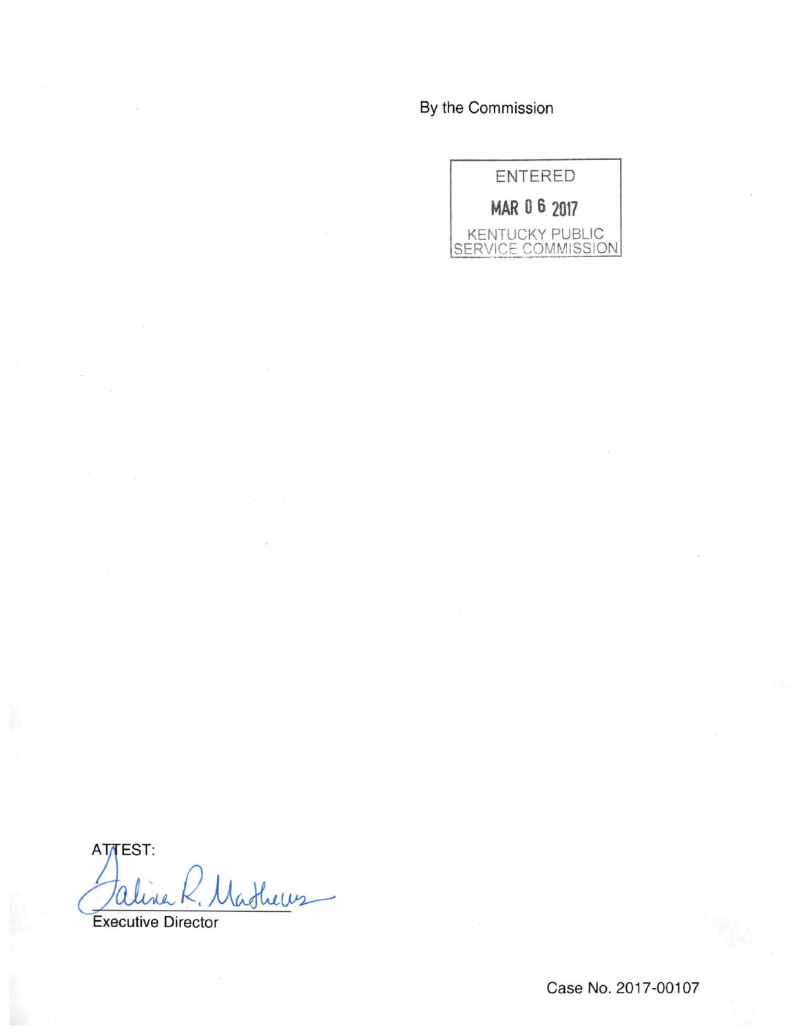By the Commission

ENTERED

MAR 06 2017

KENTUCKY PUBLIC SERVICE COMMISSION

ATTEST:

Executive Director

Case No. 2017-00107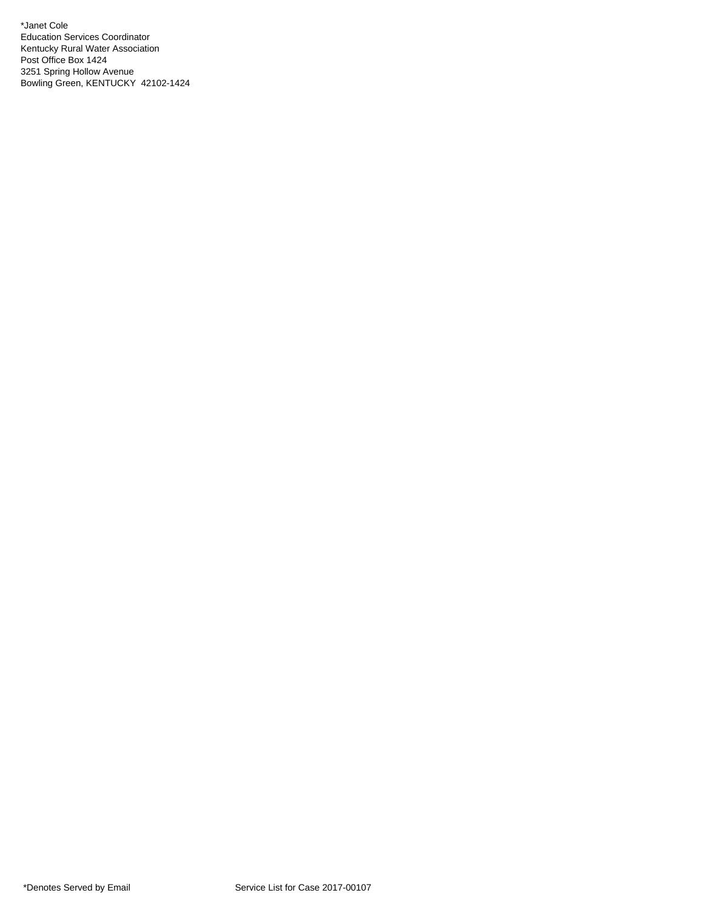*Janet Cole
Education Services Coordinator
Kentucky Rural Water Association
Post Office Box 1424
3251 Spring Hollow Avenue
Bowling Green, KENTUCKY  42102-1424